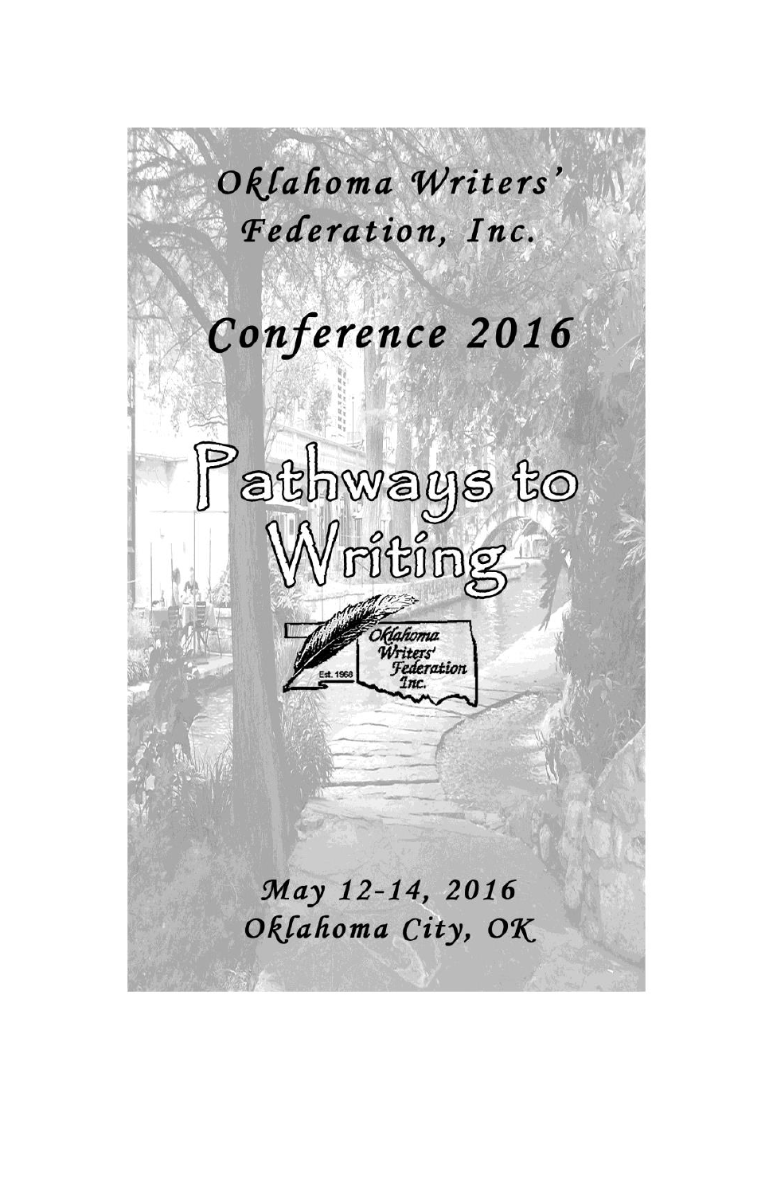# Oklahoma Writers' Federation, Inc.

# Conference 2016

# Pathways to Writing

Oklahoma Writers' Federation Inc.
Est. 1968

*May 12-14, 2016*
*Oklahoma City, OK*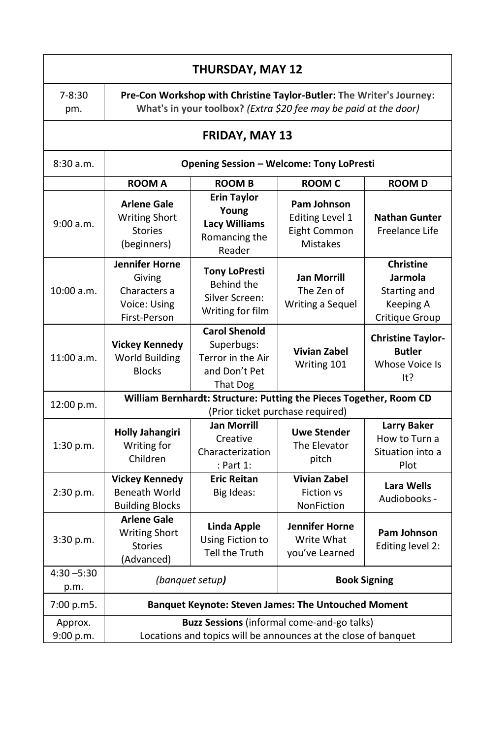| THURSDAY, MAY 12 | | | | |
|---|---|---|---|---|
| 7-8:30 pm. | **Pre-Con Workshop with Christine Taylor-Butler: The Writer's Journey: What's in your toolbox?** *(Extra $20 fee may be paid at the door)* | | | |
| **FRIDAY, MAY 13** | | | | |
| 8:30 a.m. | **Opening Session – Welcome: Tony LoPresti** | | | |
| | **ROOM A** | **ROOM B** | **ROOM C** | **ROOM D** |
| 9:00 a.m. | **Arlene Gale** Writing Short Stories (beginners) | **Erin Taylor Young** **Lacy Williams** Romancing the Reader | **Pam Johnson** Editing Level 1 Eight Common Mistakes | **Nathan Gunter** Freelance Life |
| 10:00 a.m. | **Jennifer Horne** Giving Characters a Voice: Using First-Person | **Tony LoPresti** Behind the Silver Screen: Writing for film | **Jan Morrill** The Zen of Writing a Sequel | **Christine Jarmola** Starting and Keeping A Critique Group |
| 11:00 a.m. | **Vickey Kennedy** World Building Blocks | **Carol Shenold** Superbugs: Terror in the Air and Don't Pet That Dog | **Vivian Zabel** Writing 101 | **Christine Taylor-Butler** Whose Voice Is It? |
| 12:00 p.m. | **William Bernhardt: Structure: Putting the Pieces Together, Room CD** (Prior ticket purchase required) | | | |
| 1:30 p.m. | **Holly Jahangiri** Writing for Children | **Jan Morrill** Creative Characterization : Part 1: | **Uwe Stender** The Elevator pitch | **Larry Baker** How to Turn a Situation into a Plot |
| 2:30 p.m. | **Vickey Kennedy** Beneath World Building Blocks | **Eric Reitan** Big Ideas: | **Vivian Zabel** Fiction vs NonFiction | **Lara Wells** Audiobooks - |
| 3:30 p.m. | **Arlene Gale** Writing Short Stories (Advanced) | **Linda Apple** Using Fiction to Tell the Truth | **Jennifer Horne** Write What you've Learned | **Pam Johnson** Editing level 2: |
| 4:30 –5:30 p.m. | *(banquet setup)* | | **Book Signing** | |
| 7:00 p.m5. | **Banquet Keynote: Steven James: The Untouched Moment** | | | |
| Approx. 9:00 p.m. | **Buzz Sessions** (informal come-and-go talks) Locations and topics will be announces at the close of banquet | | | |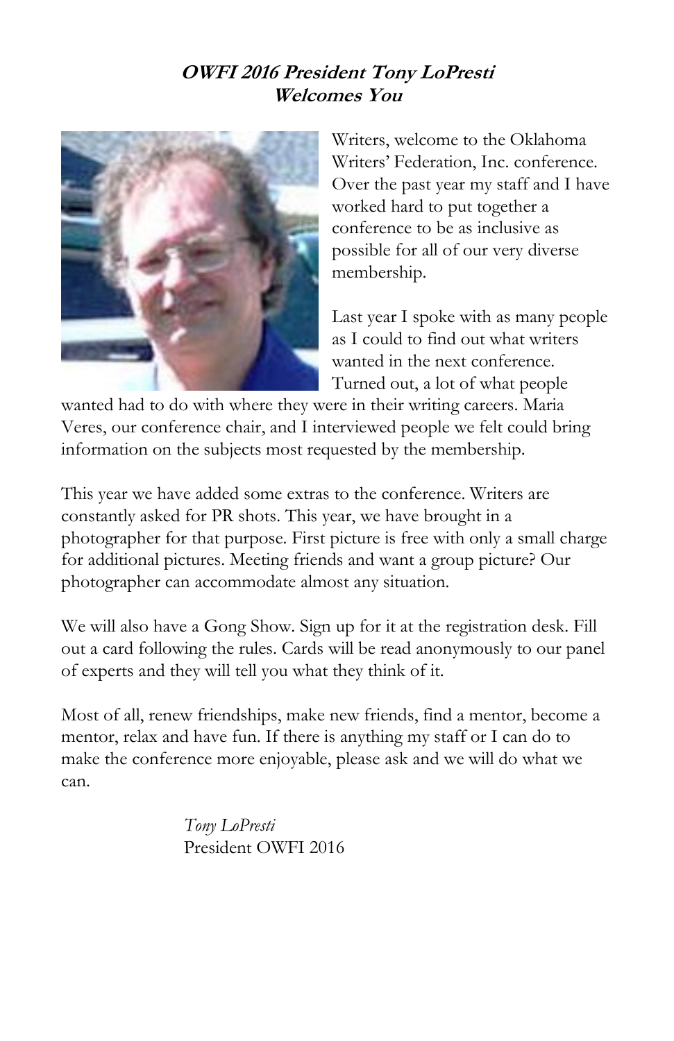## ***OWFI 2016 President Tony LoPresti Welcomes You***

Writers, welcome to the Oklahoma Writers' Federation, Inc. conference. Over the past year my staff and I have worked hard to put together a conference to be as inclusive as possible for all of our very diverse membership.

Last year I spoke with as many people as I could to find out what writers wanted in the next conference. Turned out, a lot of what people wanted had to do with where they were in their writing careers. Maria Veres, our conference chair, and I interviewed people we felt could bring information on the subjects most requested by the membership.

This year we have added some extras to the conference. Writers are constantly asked for PR shots. This year, we have brought in a photographer for that purpose. First picture is free with only a small charge for additional pictures. Meeting friends and want a group picture? Our photographer can accommodate almost any situation.

We will also have a Gong Show. Sign up for it at the registration desk. Fill out a card following the rules. Cards will be read anonymously to our panel of experts and they will tell you what they think of it.

Most of all, renew friendships, make new friends, find a mentor, become a mentor, relax and have fun. If there is anything my staff or I can do to make the conference more enjoyable, please ask and we will do what we can.

*Tony LoPresti*
President OWFI 2016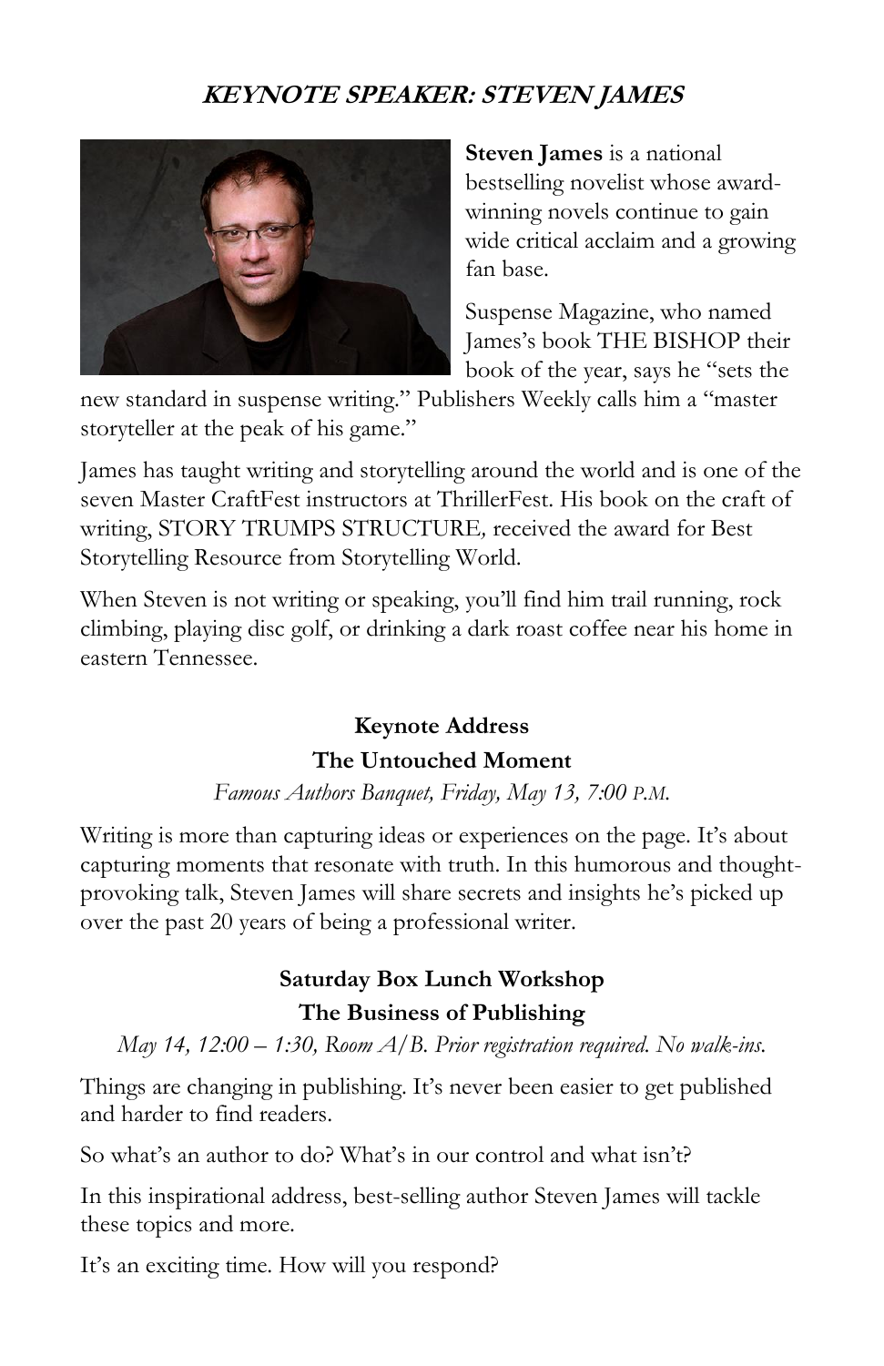## ***KEYNOTE SPEAKER: STEVEN JAMES***

**Steven James** is a national bestselling novelist whose award-winning novels continue to gain wide critical acclaim and a growing fan base.

Suspense Magazine, who named James's book THE BISHOP their book of the year, says he "sets the new standard in suspense writing." Publishers Weekly calls him a "master storyteller at the peak of his game."

James has taught writing and storytelling around the world and is one of the seven Master CraftFest instructors at ThrillerFest. His book on the craft of writing, STORY TRUMPS STRUCTURE*,* received the award for Best Storytelling Resource from Storytelling World.

When Steven is not writing or speaking, you'll find him trail running, rock climbing, playing disc golf, or drinking a dark roast coffee near his home in eastern Tennessee.

### Keynote Address
### The Untouched Moment

*Famous Authors Banquet, Friday, May 13, 7:00 P.M.*

Writing is more than capturing ideas or experiences on the page. It's about capturing moments that resonate with truth. In this humorous and thought-provoking talk, Steven James will share secrets and insights he's picked up over the past 20 years of being a professional writer.

### Saturday Box Lunch Workshop
### The Business of Publishing

*May 14, 12:00 – 1:30, Room A/B. Prior registration required. No walk-ins.*

Things are changing in publishing. It's never been easier to get published and harder to find readers.

So what's an author to do? What's in our control and what isn't?

In this inspirational address, best-selling author Steven James will tackle these topics and more.

It's an exciting time. How will you respond?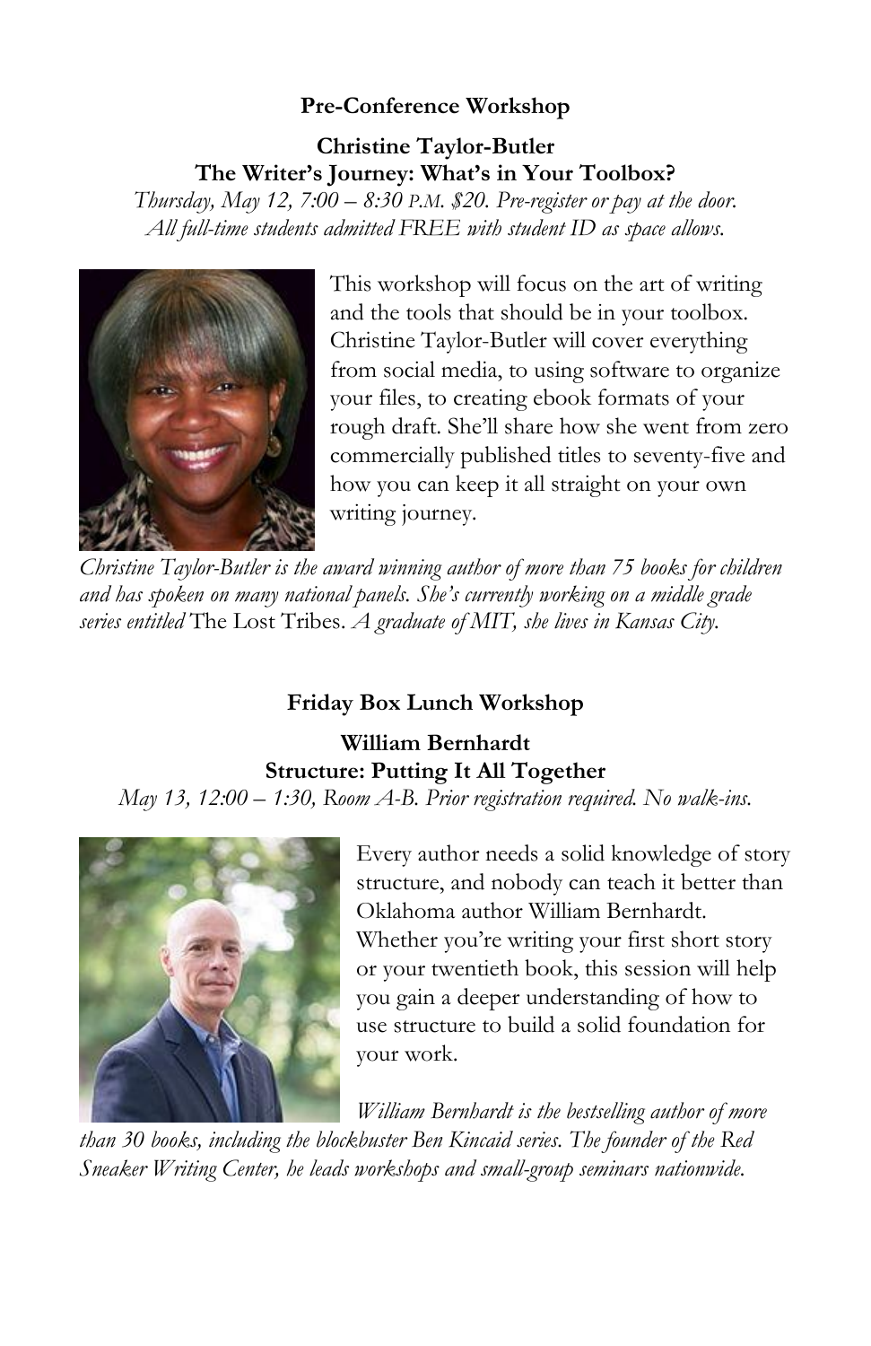**Pre-Conference Workshop**

**Christine Taylor-Butler**
**The Writer's Journey: What's in Your Toolbox?**

*Thursday, May 12, 7:00 – 8:30 P.M. $20. Pre-register or pay at the door. All full-time students admitted FREE with student ID as space allows.*

This workshop will focus on the art of writing and the tools that should be in your toolbox. Christine Taylor-Butler will cover everything from social media, to using software to organize your files, to creating ebook formats of your rough draft. She'll share how she went from zero commercially published titles to seventy-five and how you can keep it all straight on your own writing journey.

*Christine Taylor-Butler is the award winning author of more than 75 books for children and has spoken on many national panels. She's currently working on a middle grade series entitled* The Lost Tribes. *A graduate of MIT, she lives in Kansas City.*

**Friday Box Lunch Workshop**

**William Bernhardt**
**Structure: Putting It All Together**

*May 13, 12:00 – 1:30, Room A-B. Prior registration required. No walk-ins.*

Every author needs a solid knowledge of story structure, and nobody can teach it better than Oklahoma author William Bernhardt. Whether you're writing your first short story or your twentieth book, this session will help you gain a deeper understanding of how to use structure to build a solid foundation for your work.

*William Bernhardt is the bestselling author of more than 30 books, including the blockbuster Ben Kincaid series. The founder of the Red Sneaker Writing Center, he leads workshops and small-group seminars nationwide.*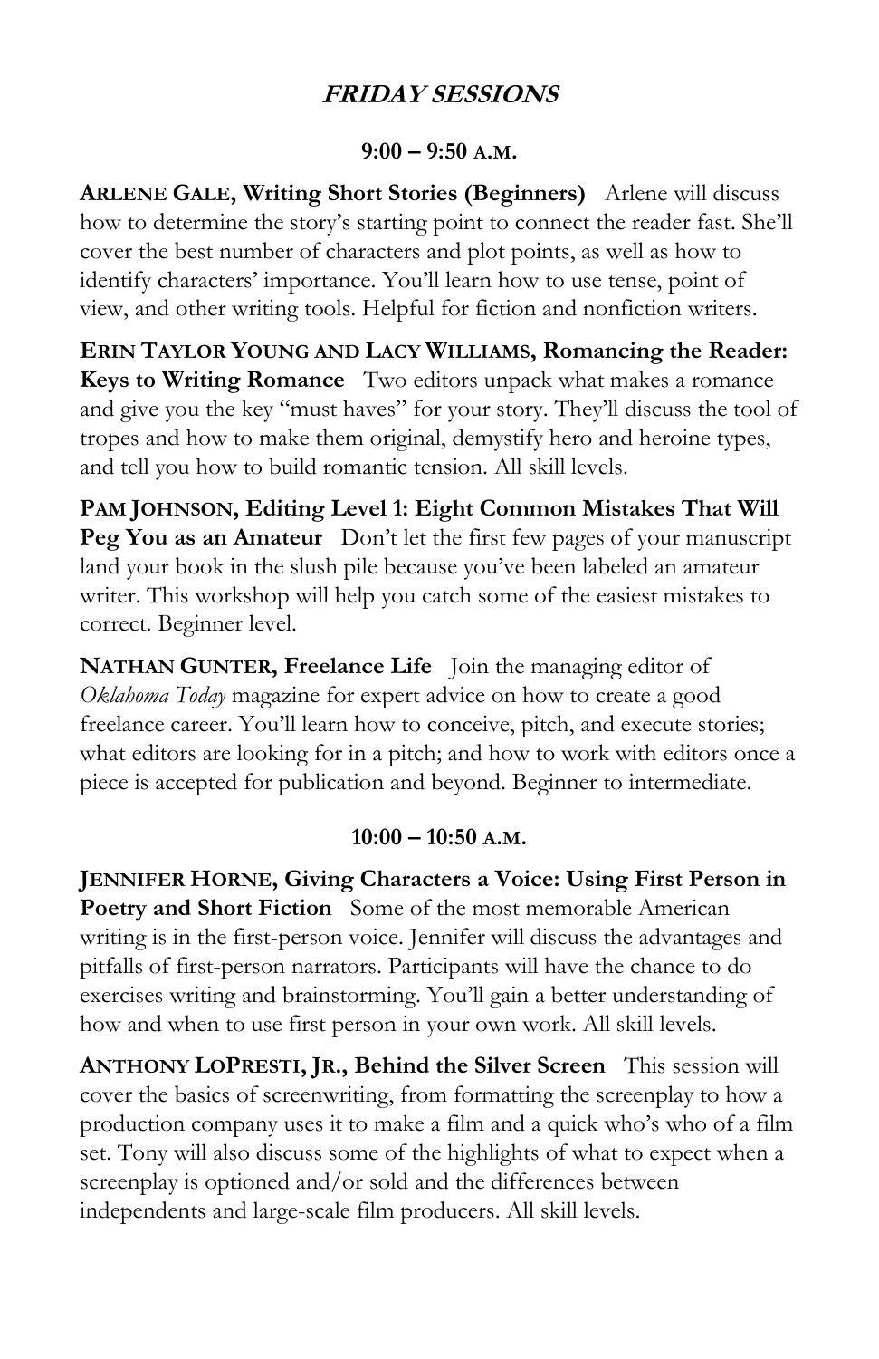## *FRIDAY SESSIONS*

### 9:00 – 9:50 A.M.

**ARLENE GALE, Writing Short Stories (Beginners)** Arlene will discuss how to determine the story's starting point to connect the reader fast. She'll cover the best number of characters and plot points, as well as how to identify characters' importance. You'll learn how to use tense, point of view, and other writing tools. Helpful for fiction and nonfiction writers.

**ERIN TAYLOR YOUNG AND LACY WILLIAMS, Romancing the Reader: Keys to Writing Romance** Two editors unpack what makes a romance and give you the key "must haves" for your story. They'll discuss the tool of tropes and how to make them original, demystify hero and heroine types, and tell you how to build romantic tension. All skill levels.

**PAM JOHNSON, Editing Level 1: Eight Common Mistakes That Will Peg You as an Amateur** Don't let the first few pages of your manuscript land your book in the slush pile because you've been labeled an amateur writer. This workshop will help you catch some of the easiest mistakes to correct. Beginner level.

**NATHAN GUNTER, Freelance Life** Join the managing editor of *Oklahoma Today* magazine for expert advice on how to create a good freelance career. You'll learn how to conceive, pitch, and execute stories; what editors are looking for in a pitch; and how to work with editors once a piece is accepted for publication and beyond. Beginner to intermediate.

### 10:00 – 10:50 A.M.

**JENNIFER HORNE, Giving Characters a Voice: Using First Person in Poetry and Short Fiction** Some of the most memorable American writing is in the first-person voice. Jennifer will discuss the advantages and pitfalls of first-person narrators. Participants will have the chance to do exercises writing and brainstorming. You'll gain a better understanding of how and when to use first person in your own work. All skill levels.

**ANTHONY LOPRESTI, JR., Behind the Silver Screen** This session will cover the basics of screenwriting, from formatting the screenplay to how a production company uses it to make a film and a quick who's who of a film set. Tony will also discuss some of the highlights of what to expect when a screenplay is optioned and/or sold and the differences between independents and large-scale film producers. All skill levels.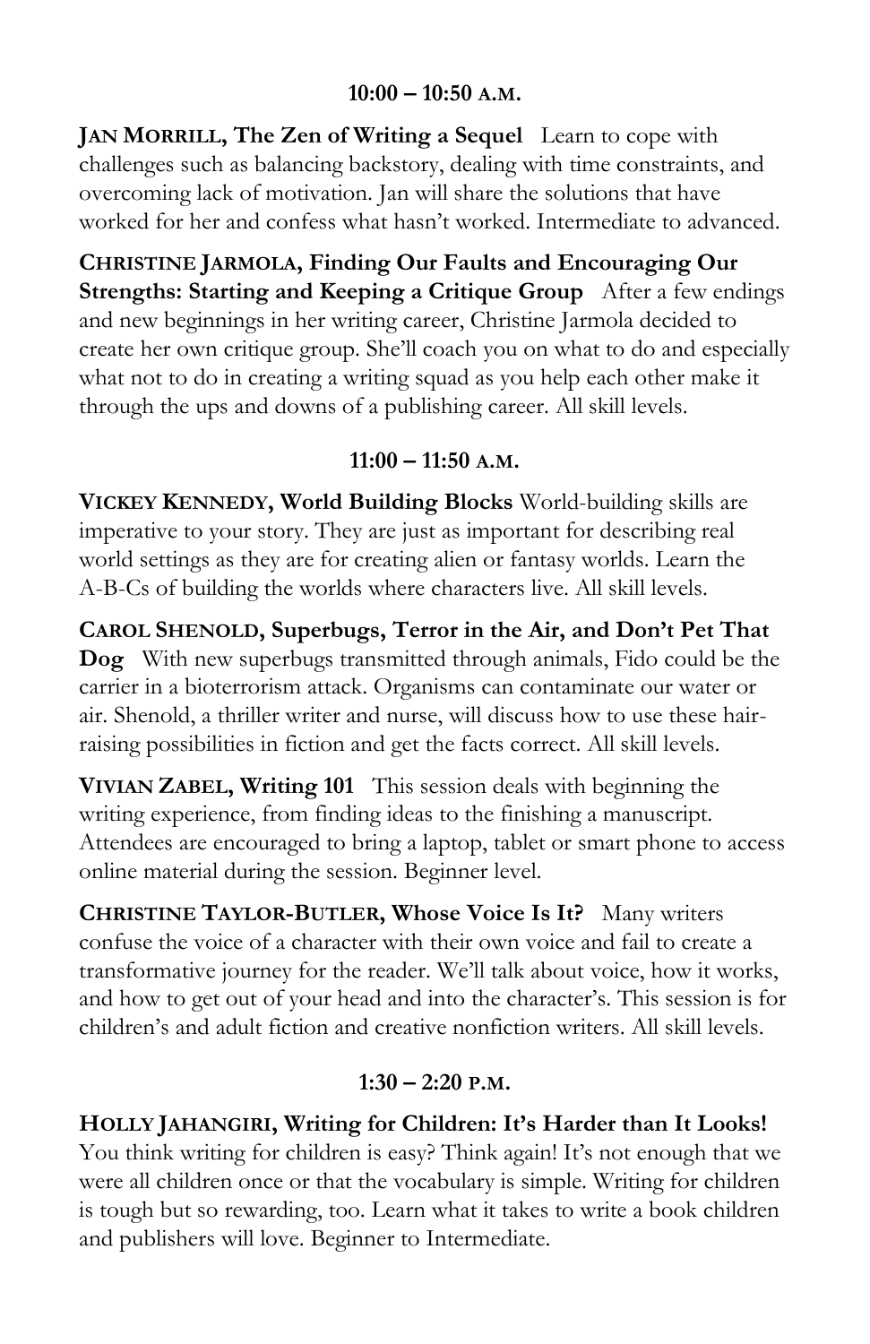### 10:00 – 10:50 A.M.

**JAN MORRILL, The Zen of Writing a Sequel** Learn to cope with challenges such as balancing backstory, dealing with time constraints, and overcoming lack of motivation. Jan will share the solutions that have worked for her and confess what hasn't worked. Intermediate to advanced.

**CHRISTINE JARMOLA, Finding Our Faults and Encouraging Our Strengths: Starting and Keeping a Critique Group** After a few endings and new beginnings in her writing career, Christine Jarmola decided to create her own critique group. She'll coach you on what to do and especially what not to do in creating a writing squad as you help each other make it through the ups and downs of a publishing career. All skill levels.

### 11:00 – 11:50 A.M.

**VICKEY KENNEDY, World Building Blocks** World-building skills are imperative to your story. They are just as important for describing real world settings as they are for creating alien or fantasy worlds. Learn the A-B-Cs of building the worlds where characters live. All skill levels.

**CAROL SHENOLD, Superbugs, Terror in the Air, and Don't Pet That Dog** With new superbugs transmitted through animals, Fido could be the carrier in a bioterrorism attack. Organisms can contaminate our water or air. Shenold, a thriller writer and nurse, will discuss how to use these hair-raising possibilities in fiction and get the facts correct. All skill levels.

**VIVIAN ZABEL, Writing 101** This session deals with beginning the writing experience, from finding ideas to the finishing a manuscript. Attendees are encouraged to bring a laptop, tablet or smart phone to access online material during the session. Beginner level.

**CHRISTINE TAYLOR-BUTLER, Whose Voice Is It?** Many writers confuse the voice of a character with their own voice and fail to create a transformative journey for the reader. We'll talk about voice, how it works, and how to get out of your head and into the character's. This session is for children's and adult fiction and creative nonfiction writers. All skill levels.

### 1:30 – 2:20 P.M.

**HOLLY JAHANGIRI, Writing for Children: It's Harder than It Looks!** You think writing for children is easy? Think again! It's not enough that we were all children once or that the vocabulary is simple. Writing for children is tough but so rewarding, too. Learn what it takes to write a book children and publishers will love. Beginner to Intermediate.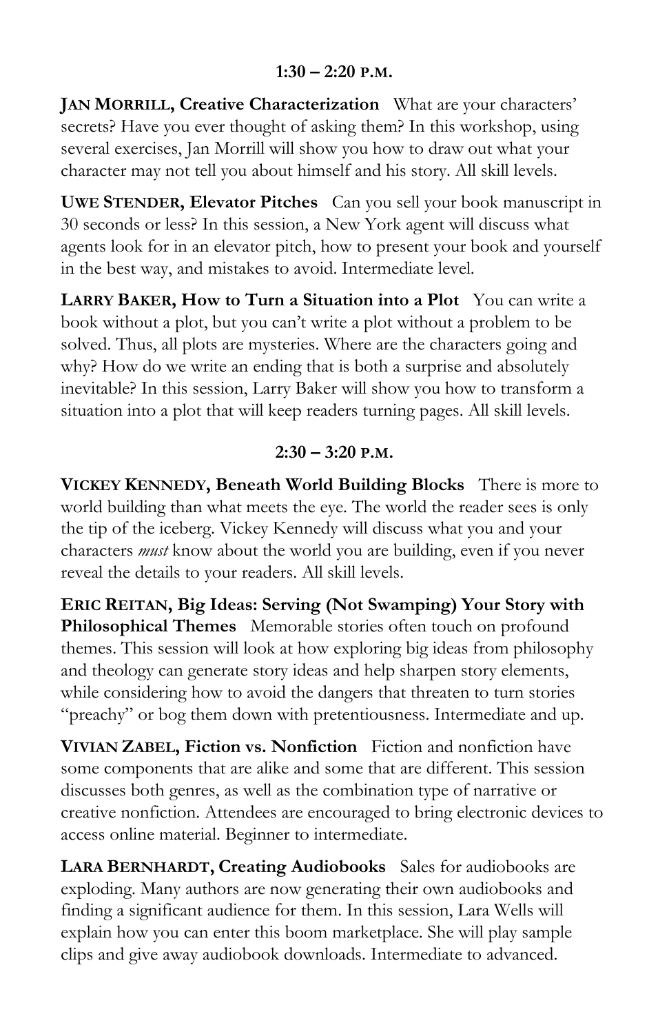### 1:30 – 2:20 P.M.

**JAN MORRILL, Creative Characterization** What are your characters' secrets? Have you ever thought of asking them? In this workshop, using several exercises, Jan Morrill will show you how to draw out what your character may not tell you about himself and his story. All skill levels.

**UWE STENDER, Elevator Pitches** Can you sell your book manuscript in 30 seconds or less? In this session, a New York agent will discuss what agents look for in an elevator pitch, how to present your book and yourself in the best way, and mistakes to avoid. Intermediate level.

**LARRY BAKER, How to Turn a Situation into a Plot** You can write a book without a plot, but you can't write a plot without a problem to be solved. Thus, all plots are mysteries. Where are the characters going and why? How do we write an ending that is both a surprise and absolutely inevitable? In this session, Larry Baker will show you how to transform a situation into a plot that will keep readers turning pages. All skill levels.

### 2:30 – 3:20 P.M.

**VICKEY KENNEDY, Beneath World Building Blocks** There is more to world building than what meets the eye. The world the reader sees is only the tip of the iceberg. Vickey Kennedy will discuss what you and your characters *must* know about the world you are building, even if you never reveal the details to your readers. All skill levels.

**ERIC REITAN, Big Ideas: Serving (Not Swamping) Your Story with Philosophical Themes** Memorable stories often touch on profound themes. This session will look at how exploring big ideas from philosophy and theology can generate story ideas and help sharpen story elements, while considering how to avoid the dangers that threaten to turn stories "preachy" or bog them down with pretentiousness. Intermediate and up.

**VIVIAN ZABEL, Fiction vs. Nonfiction** Fiction and nonfiction have some components that are alike and some that are different. This session discusses both genres, as well as the combination type of narrative or creative nonfiction. Attendees are encouraged to bring electronic devices to access online material. Beginner to intermediate.

**LARA BERNHARDT, Creating Audiobooks** Sales for audiobooks are exploding. Many authors are now generating their own audiobooks and finding a significant audience for them. In this session, Lara Wells will explain how you can enter this boom marketplace. She will play sample clips and give away audiobook downloads. Intermediate to advanced.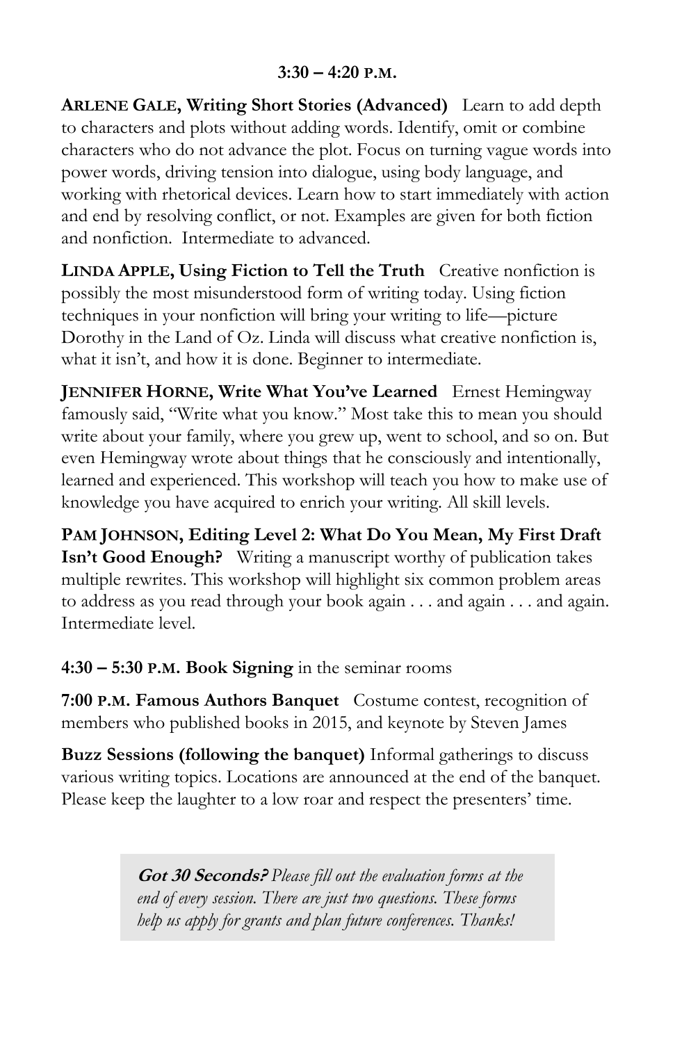**3:30 – 4:20 P.M.**

**ARLENE GALE, Writing Short Stories (Advanced)** Learn to add depth to characters and plots without adding words. Identify, omit or combine characters who do not advance the plot. Focus on turning vague words into power words, driving tension into dialogue, using body language, and working with rhetorical devices. Learn how to start immediately with action and end by resolving conflict, or not. Examples are given for both fiction and nonfiction. Intermediate to advanced.

**LINDA APPLE, Using Fiction to Tell the Truth** Creative nonfiction is possibly the most misunderstood form of writing today. Using fiction techniques in your nonfiction will bring your writing to life—picture Dorothy in the Land of Oz. Linda will discuss what creative nonfiction is, what it isn't, and how it is done. Beginner to intermediate.

**JENNIFER HORNE, Write What You've Learned** Ernest Hemingway famously said, "Write what you know." Most take this to mean you should write about your family, where you grew up, went to school, and so on. But even Hemingway wrote about things that he consciously and intentionally, learned and experienced. This workshop will teach you how to make use of knowledge you have acquired to enrich your writing. All skill levels.

**PAM JOHNSON, Editing Level 2: What Do You Mean, My First Draft Isn't Good Enough?** Writing a manuscript worthy of publication takes multiple rewrites. This workshop will highlight six common problem areas to address as you read through your book again . . . and again . . . and again. Intermediate level.

**4:30 – 5:30 P.M. Book Signing** in the seminar rooms

**7:00 P.M. Famous Authors Banquet** Costume contest, recognition of members who published books in 2015, and keynote by Steven James

**Buzz Sessions (following the banquet)** Informal gatherings to discuss various writing topics. Locations are announced at the end of the banquet. Please keep the laughter to a low roar and respect the presenters' time.

> ***Got 30 Seconds?*** *Please fill out the evaluation forms at the end of every session. There are just two questions. These forms help us apply for grants and plan future conferences. Thanks!*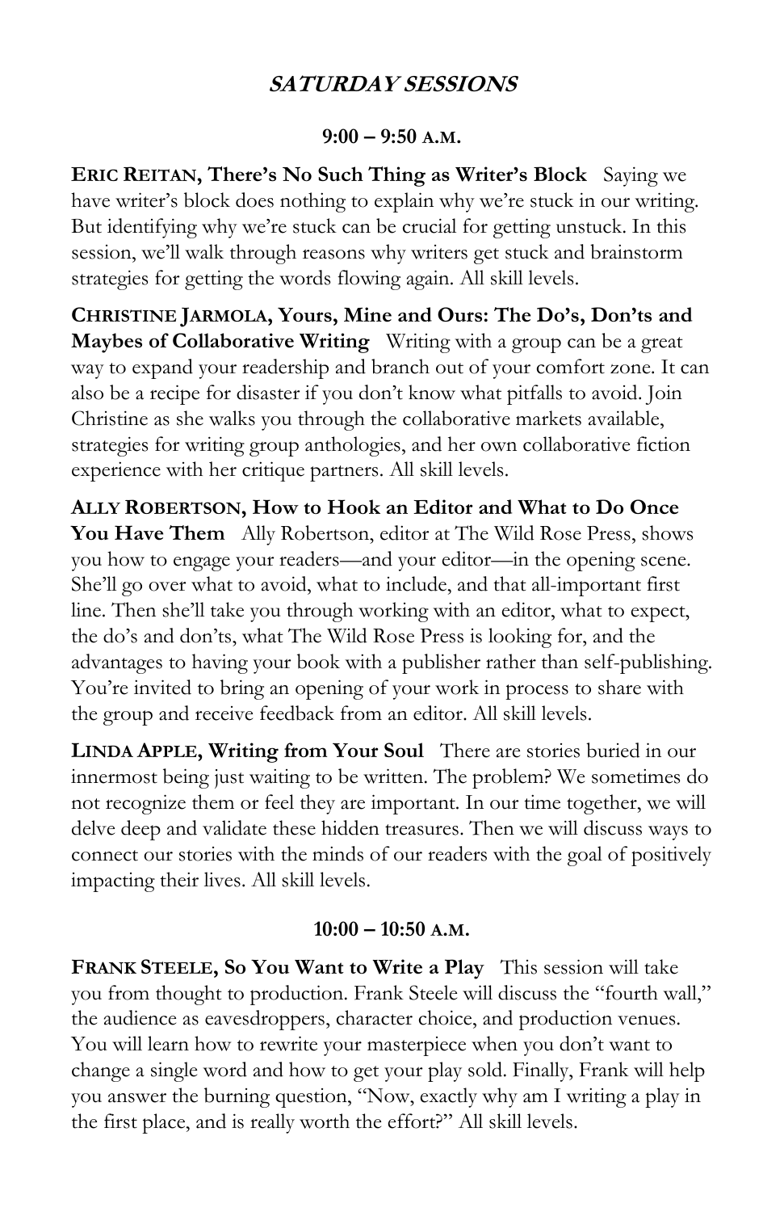## *SATURDAY SESSIONS*

### 9:00 – 9:50 A.M.

**ERIC REITAN, There's No Such Thing as Writer's Block** Saying we have writer's block does nothing to explain why we're stuck in our writing. But identifying why we're stuck can be crucial for getting unstuck. In this session, we'll walk through reasons why writers get stuck and brainstorm strategies for getting the words flowing again. All skill levels.

**CHRISTINE JARMOLA, Yours, Mine and Ours: The Do's, Don'ts and Maybes of Collaborative Writing** Writing with a group can be a great way to expand your readership and branch out of your comfort zone. It can also be a recipe for disaster if you don't know what pitfalls to avoid. Join Christine as she walks you through the collaborative markets available, strategies for writing group anthologies, and her own collaborative fiction experience with her critique partners. All skill levels.

**ALLY ROBERTSON, How to Hook an Editor and What to Do Once You Have Them** Ally Robertson, editor at The Wild Rose Press, shows you how to engage your readers—and your editor—in the opening scene. She'll go over what to avoid, what to include, and that all-important first line. Then she'll take you through working with an editor, what to expect, the do's and don'ts, what The Wild Rose Press is looking for, and the advantages to having your book with a publisher rather than self-publishing. You're invited to bring an opening of your work in process to share with the group and receive feedback from an editor. All skill levels.

**LINDA APPLE, Writing from Your Soul** There are stories buried in our innermost being just waiting to be written. The problem? We sometimes do not recognize them or feel they are important. In our time together, we will delve deep and validate these hidden treasures. Then we will discuss ways to connect our stories with the minds of our readers with the goal of positively impacting their lives. All skill levels.

### 10:00 – 10:50 A.M.

**FRANK STEELE, So You Want to Write a Play** This session will take you from thought to production. Frank Steele will discuss the "fourth wall," the audience as eavesdroppers, character choice, and production venues. You will learn how to rewrite your masterpiece when you don't want to change a single word and how to get your play sold. Finally, Frank will help you answer the burning question, "Now, exactly why am I writing a play in the first place, and is really worth the effort?" All skill levels.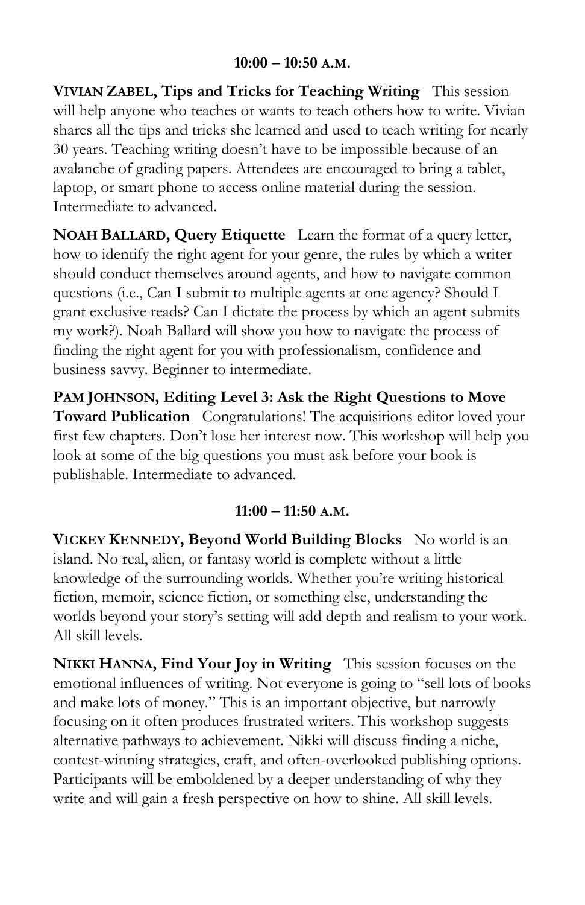### 10:00 – 10:50 A.M.

**VIVIAN ZABEL, Tips and Tricks for Teaching Writing** This session will help anyone who teaches or wants to teach others how to write. Vivian shares all the tips and tricks she learned and used to teach writing for nearly 30 years. Teaching writing doesn't have to be impossible because of an avalanche of grading papers. Attendees are encouraged to bring a tablet, laptop, or smart phone to access online material during the session. Intermediate to advanced.

**NOAH BALLARD, Query Etiquette** Learn the format of a query letter, how to identify the right agent for your genre, the rules by which a writer should conduct themselves around agents, and how to navigate common questions (i.e., Can I submit to multiple agents at one agency? Should I grant exclusive reads? Can I dictate the process by which an agent submits my work?). Noah Ballard will show you how to navigate the process of finding the right agent for you with professionalism, confidence and business savvy. Beginner to intermediate.

**PAM JOHNSON, Editing Level 3: Ask the Right Questions to Move Toward Publication** Congratulations! The acquisitions editor loved your first few chapters. Don't lose her interest now. This workshop will help you look at some of the big questions you must ask before your book is publishable. Intermediate to advanced.

### 11:00 – 11:50 A.M.

**VICKEY KENNEDY, Beyond World Building Blocks** No world is an island. No real, alien, or fantasy world is complete without a little knowledge of the surrounding worlds. Whether you're writing historical fiction, memoir, science fiction, or something else, understanding the worlds beyond your story's setting will add depth and realism to your work. All skill levels.

**NIKKI HANNA, Find Your Joy in Writing** This session focuses on the emotional influences of writing. Not everyone is going to "sell lots of books and make lots of money." This is an important objective, but narrowly focusing on it often produces frustrated writers. This workshop suggests alternative pathways to achievement. Nikki will discuss finding a niche, contest-winning strategies, craft, and often-overlooked publishing options. Participants will be emboldened by a deeper understanding of why they write and will gain a fresh perspective on how to shine. All skill levels.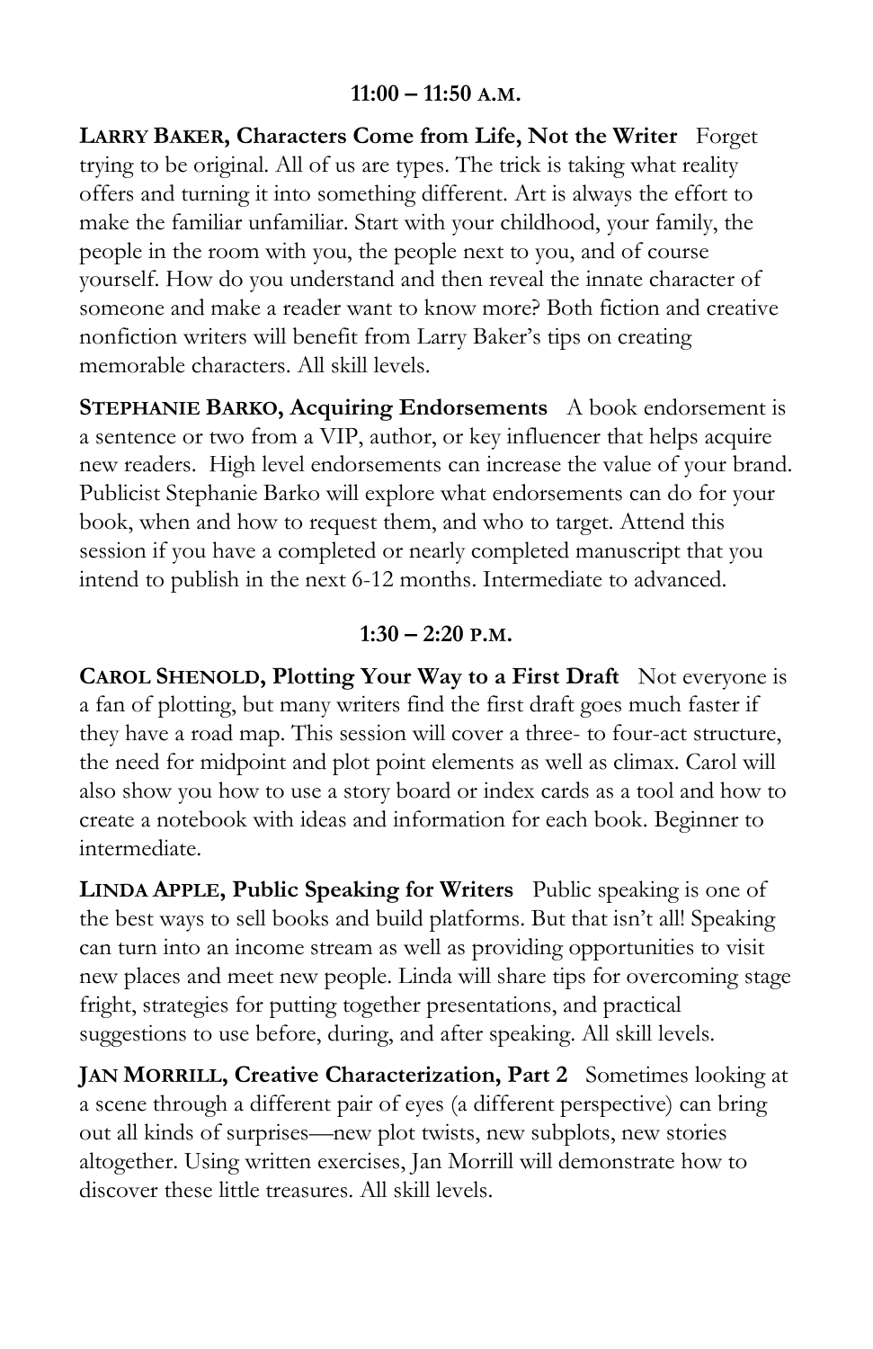## 11:00 – 11:50 A.M.

**LARRY BAKER, Characters Come from Life, Not the Writer** Forget trying to be original. All of us are types. The trick is taking what reality offers and turning it into something different. Art is always the effort to make the familiar unfamiliar. Start with your childhood, your family, the people in the room with you, the people next to you, and of course yourself. How do you understand and then reveal the innate character of someone and make a reader want to know more? Both fiction and creative nonfiction writers will benefit from Larry Baker's tips on creating memorable characters. All skill levels.

**STEPHANIE BARKO, Acquiring Endorsements** A book endorsement is a sentence or two from a VIP, author, or key influencer that helps acquire new readers. High level endorsements can increase the value of your brand. Publicist Stephanie Barko will explore what endorsements can do for your book, when and how to request them, and who to target. Attend this session if you have a completed or nearly completed manuscript that you intend to publish in the next 6-12 months. Intermediate to advanced.

## 1:30 – 2:20 P.M.

**CAROL SHENOLD, Plotting Your Way to a First Draft** Not everyone is a fan of plotting, but many writers find the first draft goes much faster if they have a road map. This session will cover a three- to four-act structure, the need for midpoint and plot point elements as well as climax. Carol will also show you how to use a story board or index cards as a tool and how to create a notebook with ideas and information for each book. Beginner to intermediate.

**LINDA APPLE, Public Speaking for Writers** Public speaking is one of the best ways to sell books and build platforms. But that isn't all! Speaking can turn into an income stream as well as providing opportunities to visit new places and meet new people. Linda will share tips for overcoming stage fright, strategies for putting together presentations, and practical suggestions to use before, during, and after speaking. All skill levels.

**JAN MORRILL, Creative Characterization, Part 2** Sometimes looking at a scene through a different pair of eyes (a different perspective) can bring out all kinds of surprises—new plot twists, new subplots, new stories altogether. Using written exercises, Jan Morrill will demonstrate how to discover these little treasures. All skill levels.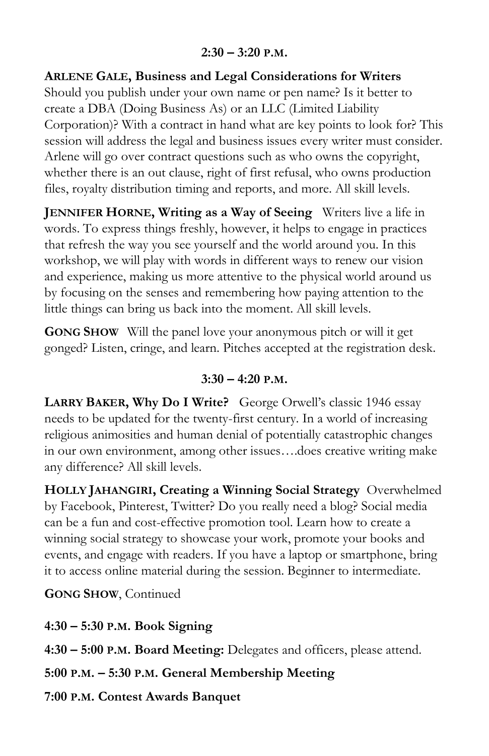## 2:30 – 3:20 P.M.

**ARLENE GALE, Business and Legal Considerations for Writers**
Should you publish under your own name or pen name? Is it better to create a DBA (Doing Business As) or an LLC (Limited Liability Corporation)? With a contract in hand what are key points to look for? This session will address the legal and business issues every writer must consider. Arlene will go over contract questions such as who owns the copyright, whether there is an out clause, right of first refusal, who owns production files, royalty distribution timing and reports, and more. All skill levels.

**JENNIFER HORNE, Writing as a Way of Seeing** Writers live a life in words. To express things freshly, however, it helps to engage in practices that refresh the way you see yourself and the world around you. In this workshop, we will play with words in different ways to renew our vision and experience, making us more attentive to the physical world around us by focusing on the senses and remembering how paying attention to the little things can bring us back into the moment. All skill levels.

**GONG SHOW** Will the panel love your anonymous pitch or will it get gonged? Listen, cringe, and learn. Pitches accepted at the registration desk.

## 3:30 – 4:20 P.M.

**LARRY BAKER, Why Do I Write?** George Orwell's classic 1946 essay needs to be updated for the twenty-first century. In a world of increasing religious animosities and human denial of potentially catastrophic changes in our own environment, among other issues….does creative writing make any difference? All skill levels.

**HOLLY JAHANGIRI, Creating a Winning Social Strategy** Overwhelmed by Facebook, Pinterest, Twitter? Do you really need a blog? Social media can be a fun and cost-effective promotion tool. Learn how to create a winning social strategy to showcase your work, promote your books and events, and engage with readers. If you have a laptop or smartphone, bring it to access online material during the session. Beginner to intermediate.

**GONG SHOW**, Continued

**4:30 – 5:30 P.M. Book Signing**

**4:30 – 5:00 P.M. Board Meeting:** Delegates and officers, please attend.

**5:00 P.M. – 5:30 P.M. General Membership Meeting**

**7:00 P.M. Contest Awards Banquet**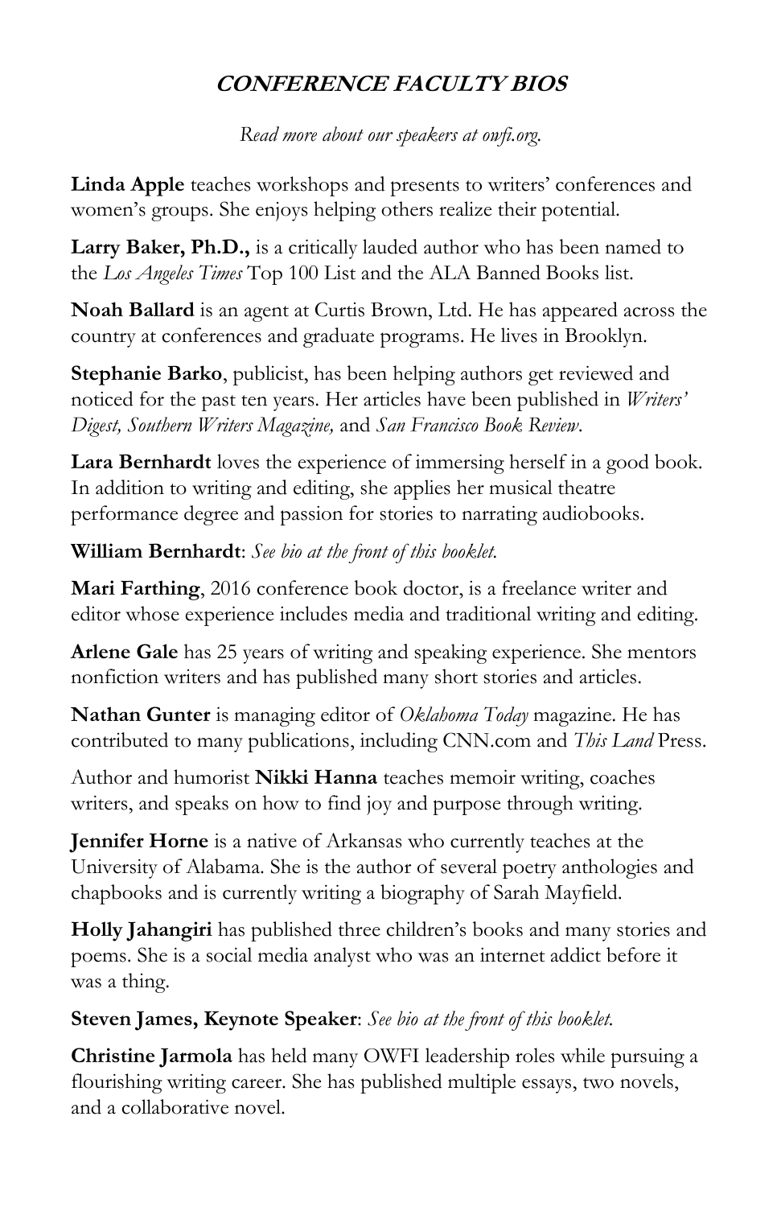## ***CONFERENCE FACULTY BIOS***

*Read more about our speakers at owfi.org.*

**Linda Apple** teaches workshops and presents to writers' conferences and women's groups. She enjoys helping others realize their potential.

**Larry Baker, Ph.D.,** is a critically lauded author who has been named to the *Los Angeles Times* Top 100 List and the ALA Banned Books list.

**Noah Ballard** is an agent at Curtis Brown, Ltd. He has appeared across the country at conferences and graduate programs. He lives in Brooklyn.

**Stephanie Barko**, publicist, has been helping authors get reviewed and noticed for the past ten years. Her articles have been published in *Writers' Digest, Southern Writers Magazine,* and *San Francisco Book Review*.

**Lara Bernhardt** loves the experience of immersing herself in a good book. In addition to writing and editing, she applies her musical theatre performance degree and passion for stories to narrating audiobooks.

**William Bernhardt**: *See bio at the front of this booklet.*

**Mari Farthing**, 2016 conference book doctor, is a freelance writer and editor whose experience includes media and traditional writing and editing.

**Arlene Gale** has 25 years of writing and speaking experience. She mentors nonfiction writers and has published many short stories and articles.

**Nathan Gunter** is managing editor of *Oklahoma Today* magazine. He has contributed to many publications, including CNN.com and *This Land* Press.

Author and humorist **Nikki Hanna** teaches memoir writing, coaches writers, and speaks on how to find joy and purpose through writing.

**Jennifer Horne** is a native of Arkansas who currently teaches at the University of Alabama. She is the author of several poetry anthologies and chapbooks and is currently writing a biography of Sarah Mayfield.

**Holly Jahangiri** has published three children's books and many stories and poems. She is a social media analyst who was an internet addict before it was a thing.

**Steven James, Keynote Speaker**: *See bio at the front of this booklet.*

**Christine Jarmola** has held many OWFI leadership roles while pursuing a flourishing writing career. She has published multiple essays, two novels, and a collaborative novel.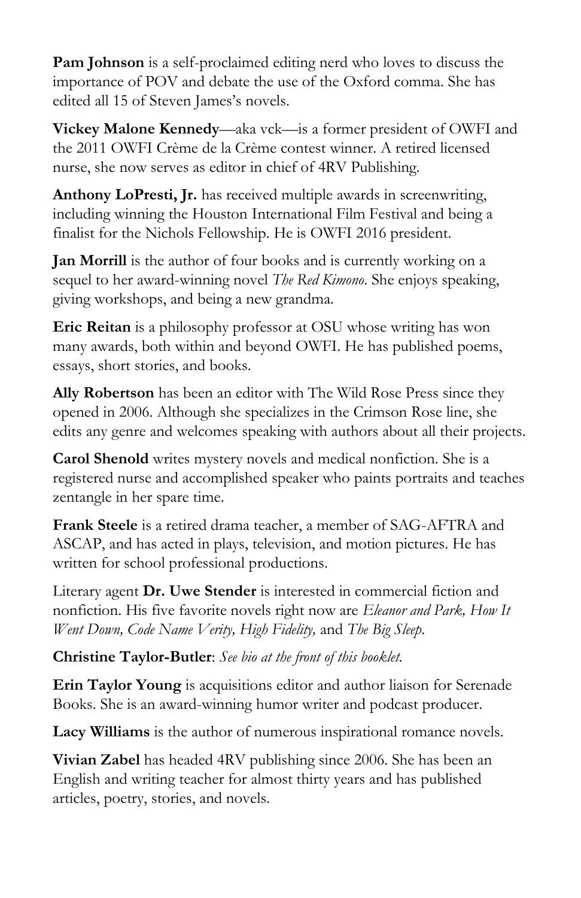**Pam Johnson** is a self-proclaimed editing nerd who loves to discuss the importance of POV and debate the use of the Oxford comma. She has edited all 15 of Steven James's novels.

**Vickey Malone Kennedy**—aka vck—is a former president of OWFI and the 2011 OWFI Crème de la Crème contest winner. A retired licensed nurse, she now serves as editor in chief of 4RV Publishing.

**Anthony LoPresti, Jr.** has received multiple awards in screenwriting, including winning the Houston International Film Festival and being a finalist for the Nichols Fellowship. He is OWFI 2016 president.

**Jan Morrill** is the author of four books and is currently working on a sequel to her award-winning novel *The Red Kimono*. She enjoys speaking, giving workshops, and being a new grandma.

**Eric Reitan** is a philosophy professor at OSU whose writing has won many awards, both within and beyond OWFI. He has published poems, essays, short stories, and books.

**Ally Robertson** has been an editor with The Wild Rose Press since they opened in 2006. Although she specializes in the Crimson Rose line, she edits any genre and welcomes speaking with authors about all their projects.

**Carol Shenold** writes mystery novels and medical nonfiction. She is a registered nurse and accomplished speaker who paints portraits and teaches zentangle in her spare time.

**Frank Steele** is a retired drama teacher, a member of SAG-AFTRA and ASCAP, and has acted in plays, television, and motion pictures. He has written for school professional productions.

Literary agent **Dr. Uwe Stender** is interested in commercial fiction and nonfiction. His five favorite novels right now are *Eleanor and Park, How It Went Down, Code Name Verity, High Fidelity,* and *The Big Sleep*.

**Christine Taylor-Butler**: *See bio at the front of this booklet.*

**Erin Taylor Young** is acquisitions editor and author liaison for Serenade Books. She is an award-winning humor writer and podcast producer.

**Lacy Williams** is the author of numerous inspirational romance novels.

**Vivian Zabel** has headed 4RV publishing since 2006. She has been an English and writing teacher for almost thirty years and has published articles, poetry, stories, and novels.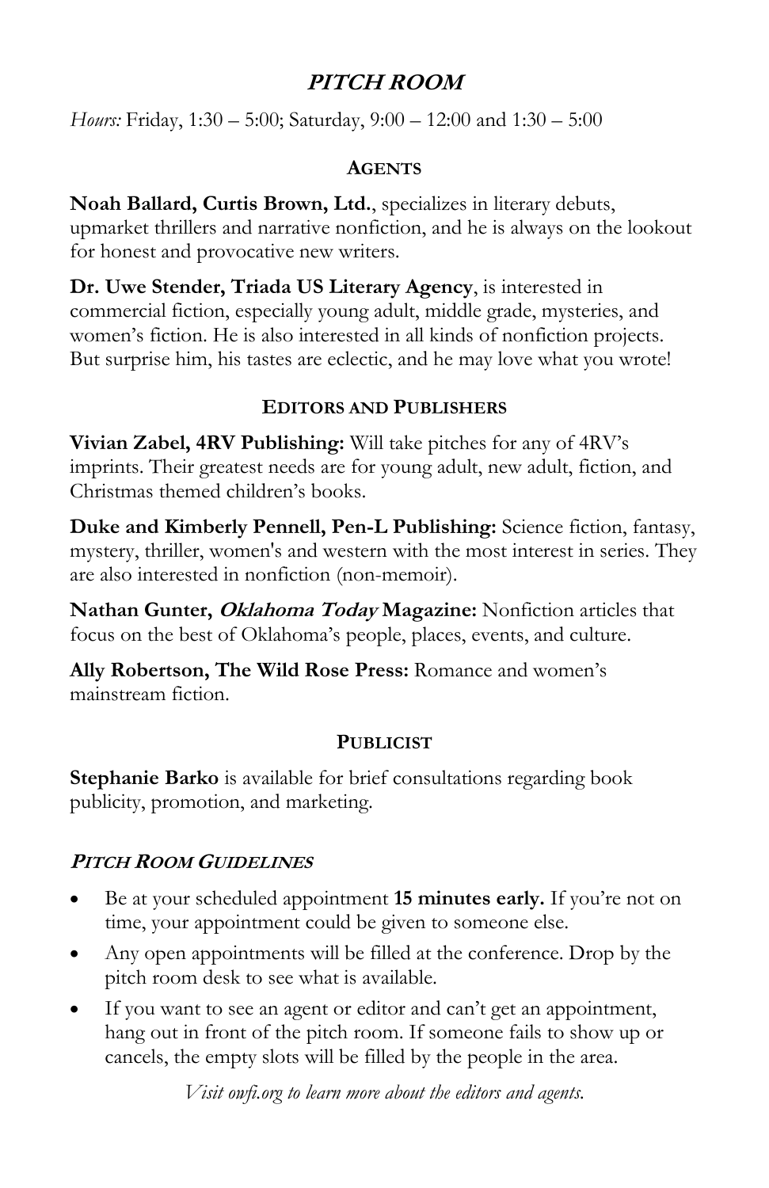# *PITCH ROOM*

*Hours:* Friday, 1:30 – 5:00; Saturday, 9:00 – 12:00 and 1:30 – 5:00

## AGENTS

**Noah Ballard, Curtis Brown, Ltd.**, specializes in literary debuts, upmarket thrillers and narrative nonfiction, and he is always on the lookout for honest and provocative new writers.

**Dr. Uwe Stender, Triada US Literary Agency**, is interested in commercial fiction, especially young adult, middle grade, mysteries, and women's fiction. He is also interested in all kinds of nonfiction projects. But surprise him, his tastes are eclectic, and he may love what you wrote!

## EDITORS AND PUBLISHERS

**Vivian Zabel, 4RV Publishing:** Will take pitches for any of 4RV's imprints. Their greatest needs are for young adult, new adult, fiction, and Christmas themed children's books.

**Duke and Kimberly Pennell, Pen-L Publishing:** Science fiction, fantasy, mystery, thriller, women's and western with the most interest in series. They are also interested in nonfiction (non-memoir).

**Nathan Gunter, *Oklahoma Today* Magazine:** Nonfiction articles that focus on the best of Oklahoma's people, places, events, and culture.

**Ally Robertson, The Wild Rose Press:** Romance and women's mainstream fiction.

## PUBLICIST

**Stephanie Barko** is available for brief consultations regarding book publicity, promotion, and marketing.

### *PITCH ROOM GUIDELINES*

- Be at your scheduled appointment **15 minutes early.** If you're not on time, your appointment could be given to someone else.
- Any open appointments will be filled at the conference. Drop by the pitch room desk to see what is available.
- If you want to see an agent or editor and can't get an appointment, hang out in front of the pitch room. If someone fails to show up or cancels, the empty slots will be filled by the people in the area.

*Visit owfi.org to learn more about the editors and agents.*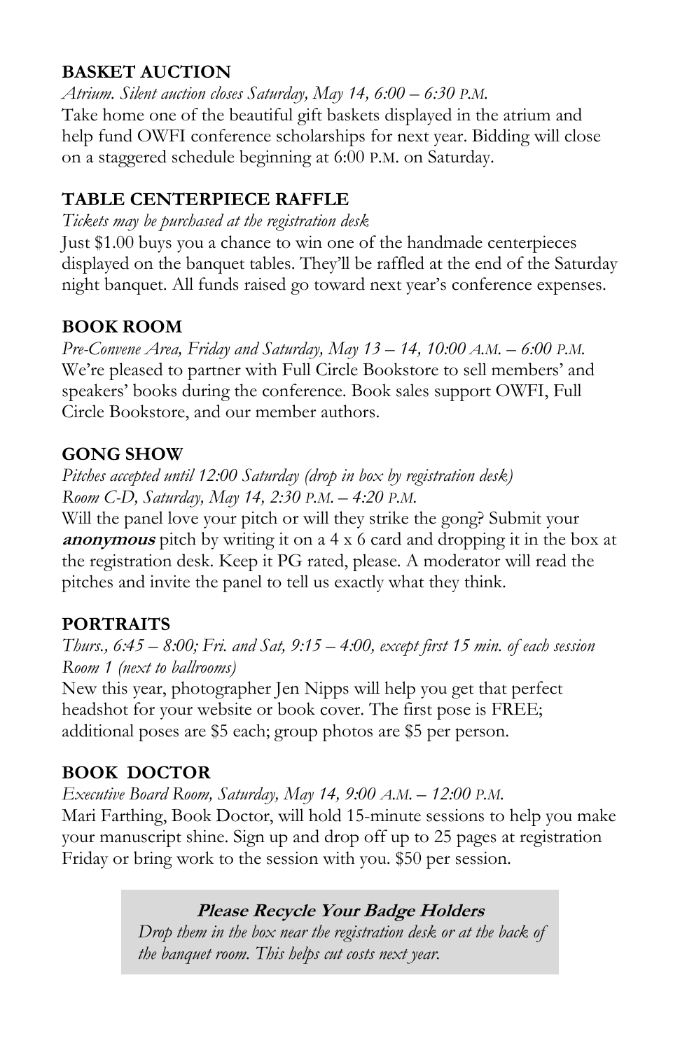## BASKET AUCTION

*Atrium. Silent auction closes Saturday, May 14, 6:00 – 6:30 P.M.*

Take home one of the beautiful gift baskets displayed in the atrium and help fund OWFI conference scholarships for next year. Bidding will close on a staggered schedule beginning at 6:00 P.M. on Saturday.

## TABLE CENTERPIECE RAFFLE

*Tickets may be purchased at the registration desk*

Just $1.00 buys you a chance to win one of the handmade centerpieces displayed on the banquet tables. They'll be raffled at the end of the Saturday night banquet. All funds raised go toward next year's conference expenses.

## BOOK ROOM

*Pre-Convene Area, Friday and Saturday, May 13 – 14, 10:00 A.M. – 6:00 P.M.*

We're pleased to partner with Full Circle Bookstore to sell members' and speakers' books during the conference. Book sales support OWFI, Full Circle Bookstore, and our member authors.

## GONG SHOW

*Pitches accepted until 12:00 Saturday (drop in box by registration desk)*
*Room C-D, Saturday, May 14, 2:30 P.M. – 4:20 P.M.*

Will the panel love your pitch or will they strike the gong? Submit your ***anonymous*** pitch by writing it on a 4 x 6 card and dropping it in the box at the registration desk. Keep it PG rated, please. A moderator will read the pitches and invite the panel to tell us exactly what they think.

## PORTRAITS

*Thurs., 6:45 – 8:00; Fri. and Sat, 9:15 – 4:00, except first 15 min. of each session*
*Room 1 (next to ballrooms)*

New this year, photographer Jen Nipps will help you get that perfect headshot for your website or book cover. The first pose is FREE; additional poses are $5 each; group photos are $5 per person.

## BOOK DOCTOR

*Executive Board Room, Saturday, May 14, 9:00 A.M. – 12:00 P.M.*

Mari Farthing, Book Doctor, will hold 15-minute sessions to help you make your manuscript shine. Sign up and drop off up to 25 pages at registration Friday or bring work to the session with you. $50 per session.

***Please Recycle Your Badge Holders***

*Drop them in the box near the registration desk or at the back of the banquet room. This helps cut costs next year.*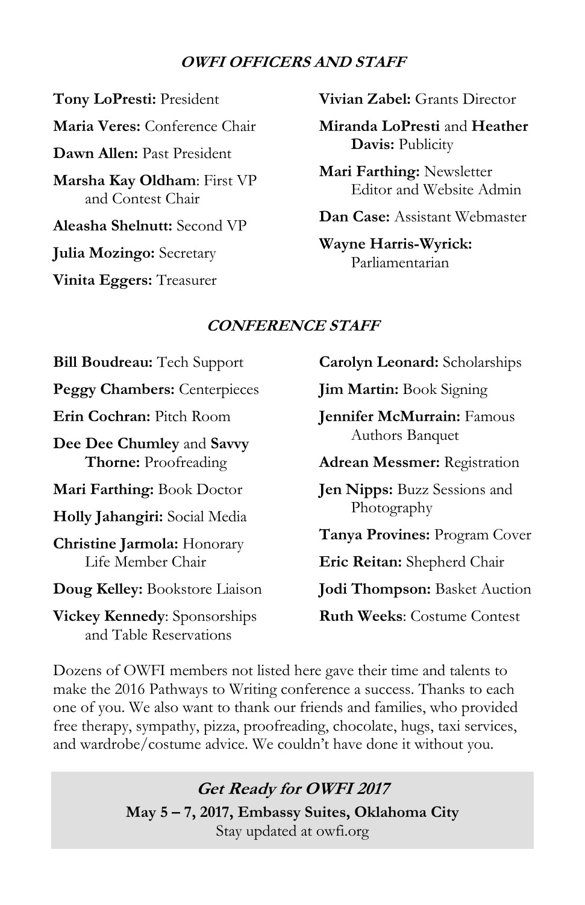### ***OWFI OFFICERS AND STAFF***

**Tony LoPresti:** President

**Maria Veres:** Conference Chair

**Dawn Allen:** Past President

**Marsha Kay Oldham**: First VP and Contest Chair

**Aleasha Shelnutt:** Second VP

**Julia Mozingo:** Secretary

**Vinita Eggers:** Treasurer

**Vivian Zabel:** Grants Director

**Miranda LoPresti** and **Heather Davis:** Publicity

**Mari Farthing:** Newsletter Editor and Website Admin

**Dan Case:** Assistant Webmaster

**Wayne Harris-Wyrick:** Parliamentarian

### ***CONFERENCE STAFF***

**Bill Boudreau:** Tech Support

**Peggy Chambers:** Centerpieces

**Erin Cochran:** Pitch Room

**Dee Dee Chumley** and **Savvy Thorne:** Proofreading

**Mari Farthing:** Book Doctor

**Holly Jahangiri:** Social Media

**Christine Jarmola:** Honorary Life Member Chair

**Doug Kelley:** Bookstore Liaison

**Vickey Kennedy**: Sponsorships and Table Reservations

**Carolyn Leonard:** Scholarships

**Jim Martin:** Book Signing

**Jennifer McMurrain:** Famous Authors Banquet

**Adrean Messmer:** Registration

**Jen Nipps:** Buzz Sessions and Photography

**Tanya Provines:** Program Cover

**Eric Reitan:** Shepherd Chair

**Jodi Thompson:** Basket Auction

**Ruth Weeks**: Costume Contest

Dozens of OWFI members not listed here gave their time and talents to make the 2016 Pathways to Writing conference a success. Thanks to each one of you. We also want to thank our friends and families, who provided free therapy, sympathy, pizza, proofreading, chocolate, hugs, taxi services, and wardrobe/costume advice. We couldn't have done it without you.

***Get Ready for OWFI 2017***

**May 5 – 7, 2017, Embassy Suites, Oklahoma City**

Stay updated at owfi.org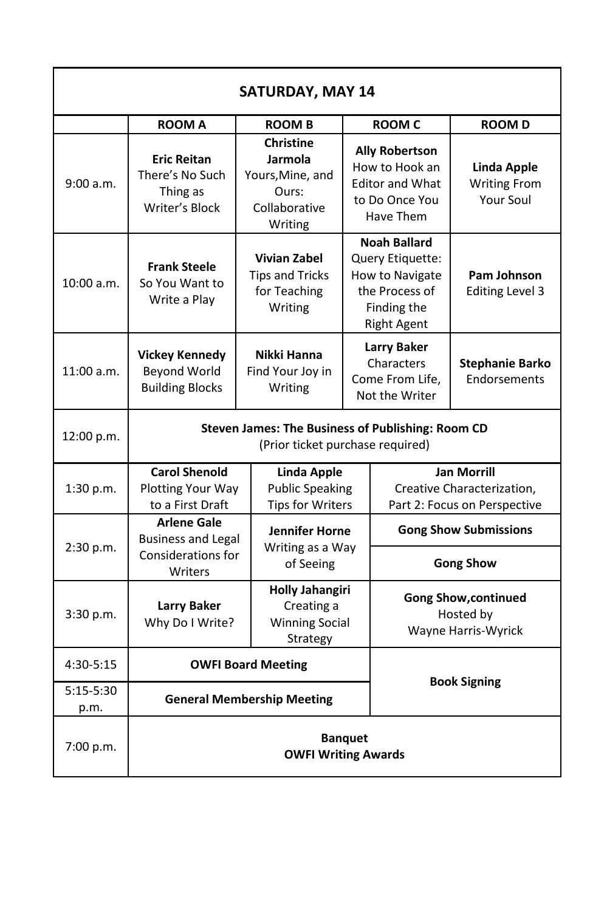## SATURDAY, MAY 14

| | ROOM A | ROOM B | ROOM C | ROOM D |
|---|---|---|---|---|
| 9:00 a.m. | **Eric Reitan** There's No Such Thing as Writer's Block | **Christine Jarmola** Yours,Mine, and Ours: Collaborative Writing | **Ally Robertson** How to Hook an Editor and What to Do Once You Have Them | **Linda Apple** Writing From Your Soul |
| 10:00 a.m. | **Frank Steele** So You Want to Write a Play | **Vivian Zabel** Tips and Tricks for Teaching Writing | **Noah Ballard** Query Etiquette: How to Navigate the Process of Finding the Right Agent | **Pam Johnson** Editing Level 3 |
| 11:00 a.m. | **Vickey Kennedy** Beyond World Building Blocks | **Nikki Hanna** Find Your Joy in Writing | **Larry Baker** Characters Come From Life, Not the Writer | **Stephanie Barko** Endorsements |
| 12:00 p.m. | **Steven James: The Business of Publishing: Room CD** (Prior ticket purchase required) | | | |
| 1:30 p.m. | **Carol Shenold** Plotting Your Way to a First Draft | **Linda Apple** Public Speaking Tips for Writers | **Jan Morrill** Creative Characterization, Part 2: Focus on Perspective | |
| 2:30 p.m. | **Arlene Gale** Business and Legal Considerations for Writers | **Jennifer Horne** Writing as a Way of Seeing | **Gong Show Submissions** / **Gong Show** | |
| 3:30 p.m. | **Larry Baker** Why Do I Write? | **Holly Jahangiri** Creating a Winning Social Strategy | **Gong Show,continued** Hosted by Wayne Harris-Wyrick | |
| 4:30-5:15 | **OWFI Board Meeting** | | **Book Signing** | |
| 5:15-5:30 p.m. | **General Membership Meeting** | | | |
| 7:00 p.m. | **Banquet** **OWFI Writing Awards** | | | |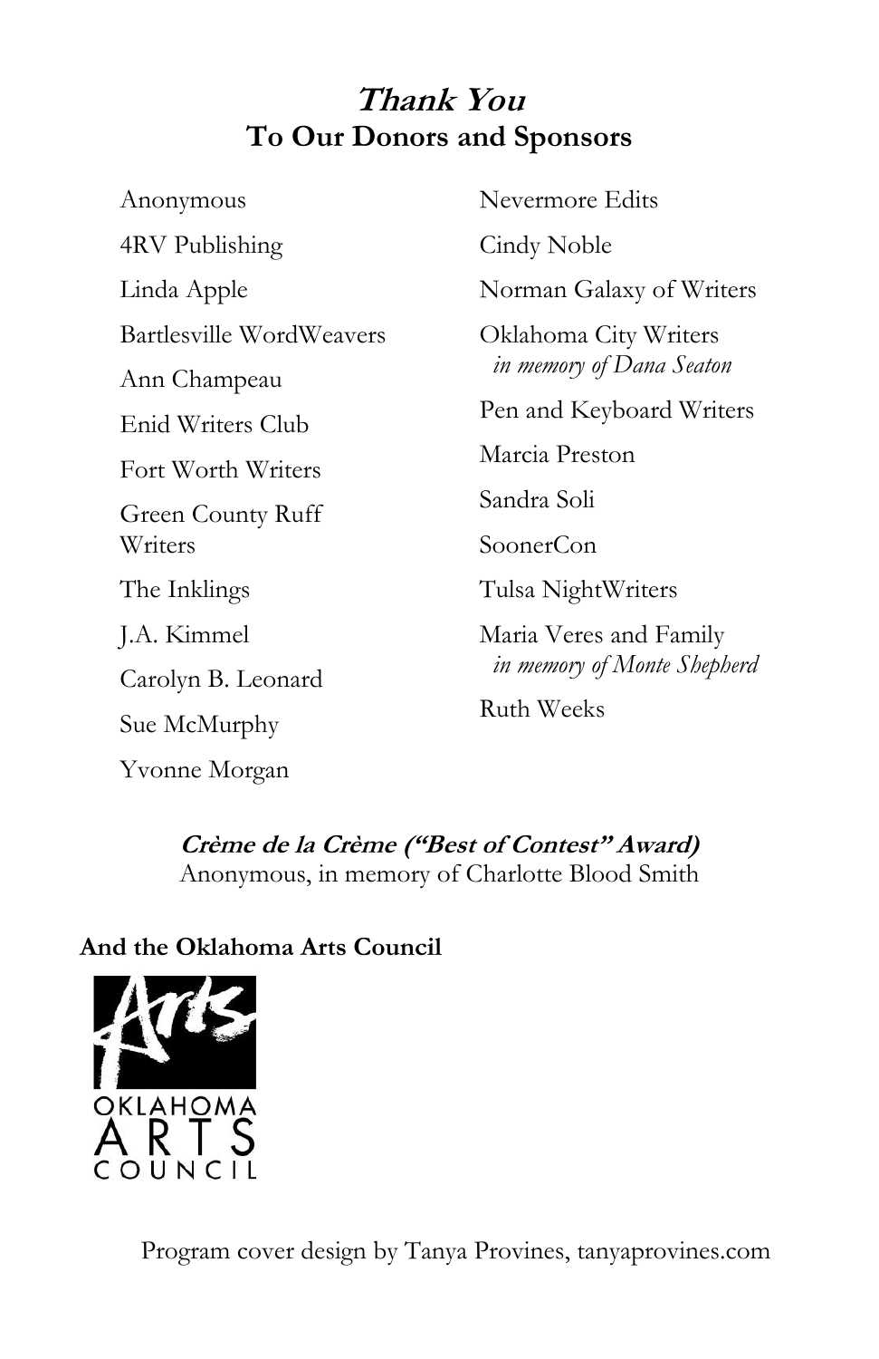## *Thank You*
## To Our Donors and Sponsors

Anonymous

4RV Publishing

Linda Apple

Bartlesville WordWeavers

Ann Champeau

Enid Writers Club

Fort Worth Writers

Green County Ruff Writers

The Inklings

J.A. Kimmel

Carolyn B. Leonard

Sue McMurphy

Yvonne Morgan

Nevermore Edits

Cindy Noble

Norman Galaxy of Writers

Oklahoma City Writers
*in memory of Dana Seaton*

Pen and Keyboard Writers

Marcia Preston

Sandra Soli

SoonerCon

Tulsa NightWriters

Maria Veres and Family
*in memory of Monte Shepherd*

Ruth Weeks

***Crème de la Crème ("Best of Contest" Award)***
Anonymous, in memory of Charlotte Blood Smith

**And the Oklahoma Arts Council**

Arts
OKLAHOMA
ARTS
COUNCIL

Program cover design by Tanya Provines, tanyaprovines.com